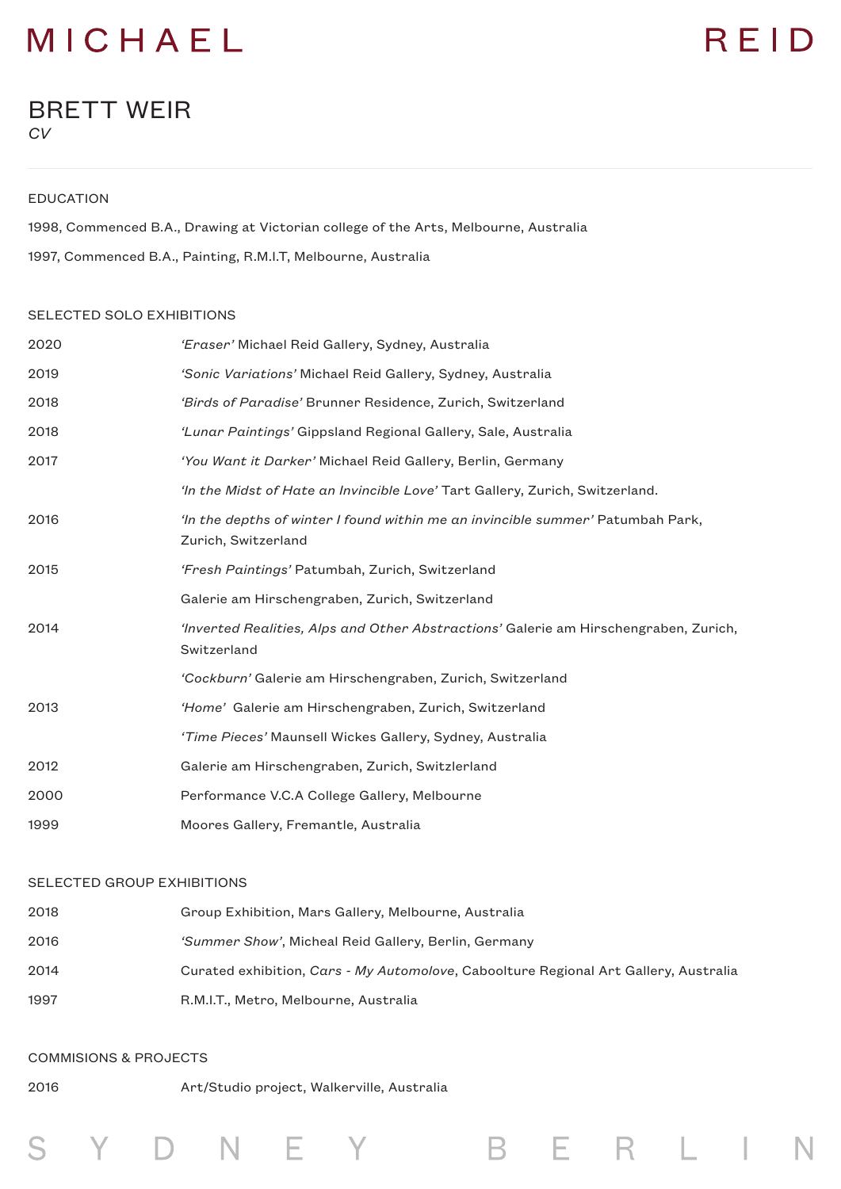# BRETT WEIR

*CV*

## EDUCATION

1998, Commenced B.A., Drawing at Victorian college of the Arts, Melbourne, Australia

1997, Commenced B.A., Painting, R.M.I.T, Melbourne, Australia

## SELECTED SOLO EXHIBITIONS

| | |
|---|---|
| 2020 | *'Eraser'* Michael Reid Gallery, Sydney, Australia |
| 2019 | *'Sonic Variations'* Michael Reid Gallery, Sydney, Australia |
| 2018 | *'Birds of Paradise'* Brunner Residence, Zurich, Switzerland |
| 2018 | *'Lunar Paintings'* Gippsland Regional Gallery, Sale, Australia |
| 2017 | *'You Want it Darker'* Michael Reid Gallery, Berlin, Germany |
| | *'In the Midst of Hate an Invincible Love'* Tart Gallery, Zurich, Switzerland. |
| 2016 | *'In the depths of winter I found within me an invincible summer'* Patumbah Park, Zurich, Switzerland |
| 2015 | *'Fresh Paintings'* Patumbah, Zurich, Switzerland |
| | Galerie am Hirschengraben, Zurich, Switzerland |
| 2014 | *'Inverted Realities, Alps and Other Abstractions'* Galerie am Hirschengraben, Zurich, Switzerland |
| | *'Cockburn'* Galerie am Hirschengraben, Zurich, Switzerland |
| 2013 | *'Home'* Galerie am Hirschengraben, Zurich, Switzerland |
| | *'Time Pieces'* Maunsell Wickes Gallery, Sydney, Australia |
| 2012 | Galerie am Hirschengraben, Zurich, Switzlerland |
| 2000 | Performance V.C.A College Gallery, Melbourne |
| 1999 | Moores Gallery, Fremantle, Australia |

## SELECTED GROUP EXHIBITIONS

| | |
|---|---|
| 2018 | Group Exhibition, Mars Gallery, Melbourne, Australia |
| 2016 | *'Summer Show'*, Micheal Reid Gallery, Berlin, Germany |
| 2014 | Curated exhibition, *Cars - My Automolove*, Caboolture Regional Art Gallery, Australia |
| 1997 | R.M.I.T., Metro, Melbourne, Australia |

## COMMISIONS & PROJECTS

| | |
|---|---|
| 2016 | Art/Studio project, Walkerville, Australia |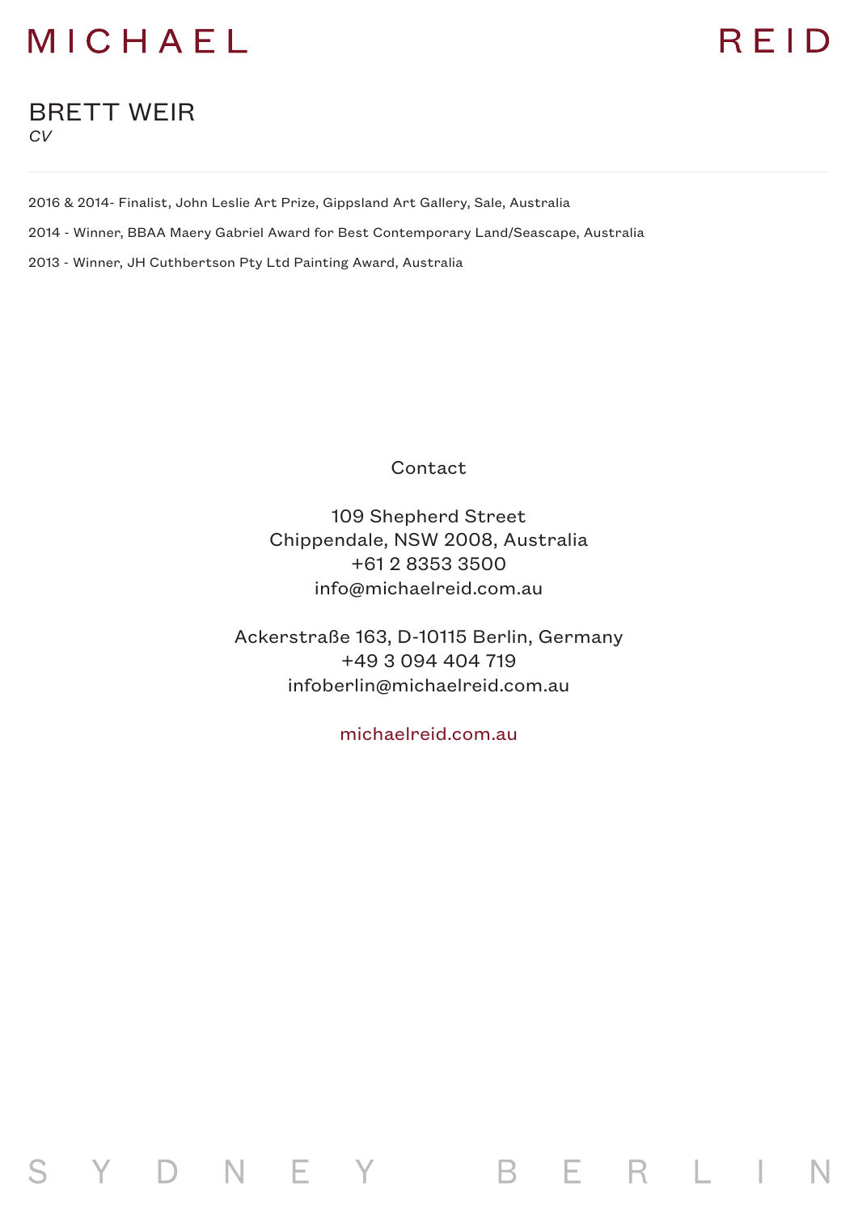# BRETT WEIR

*CV*

---

2016 & 2014- Finalist, John Leslie Art Prize, Gippsland Art Gallery, Sale, Australia

2014 - Winner, BBAA Maery Gabriel Award for Best Contemporary Land/Seascape, Australia

2013 - Winner, JH Cuthbertson Pty Ltd Painting Award, Australia

Contact

109 Shepherd Street
Chippendale, NSW 2008, Australia
+61 2 8353 3500
info@michaelreid.com.au

Ackerstraße 163, D-10115 Berlin, Germany
+49 3 094 404 719
infoberlin@michaelreid.com.au

michaelreid.com.au